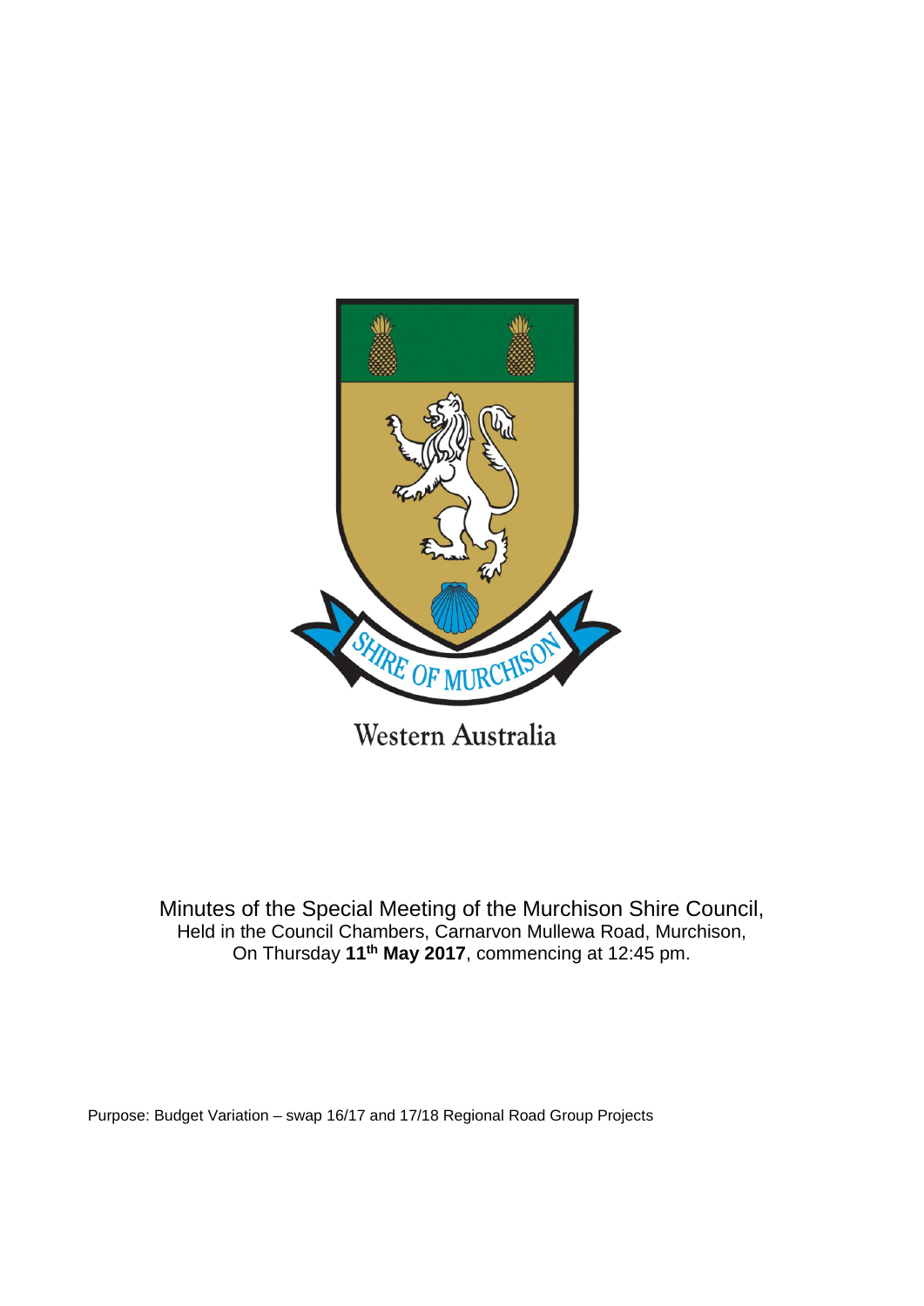SHIRE OF MURCHISON

Western Australia

Minutes of the Special Meeting of the Murchison Shire Council,
Held in the Council Chambers, Carnarvon Mullewa Road, Murchison,
On Thursday **11th May 2017**, commencing at 12:45 pm.

Purpose: Budget Variation – swap 16/17 and 17/18 Regional Road Group Projects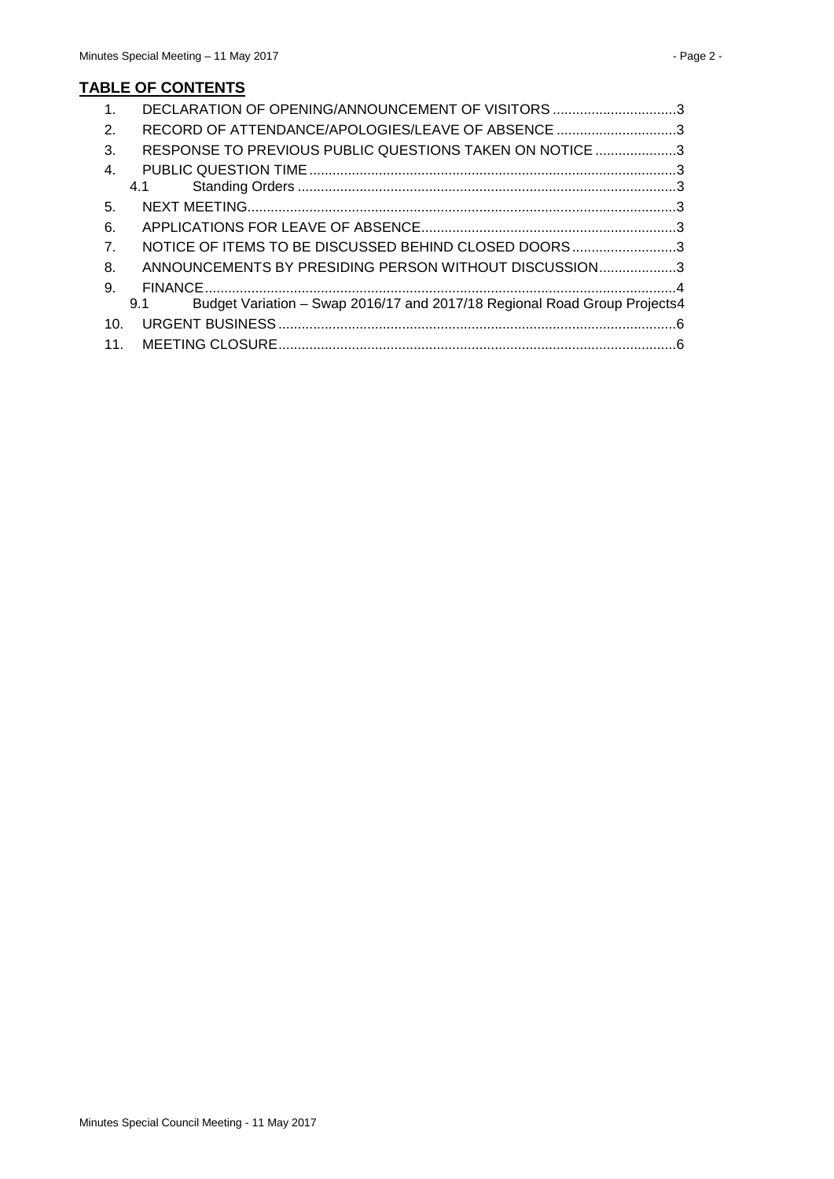## TABLE OF CONTENTS

1. DECLARATION OF OPENING/ANNOUNCEMENT OF VISITORS ................................3
2. RECORD OF ATTENDANCE/APOLOGIES/LEAVE OF ABSENCE ...............................3
3. RESPONSE TO PREVIOUS PUBLIC QUESTIONS TAKEN ON NOTICE .....................3
4. PUBLIC QUESTION TIME ..............................................................................................3
   - 4.1 Standing Orders .................................................................................................3
5. NEXT MEETING..............................................................................................................3
6. APPLICATIONS FOR LEAVE OF ABSENCE.................................................................3
7. NOTICE OF ITEMS TO BE DISCUSSED BEHIND CLOSED DOORS...........................3
8. ANNOUNCEMENTS BY PRESIDING PERSON WITHOUT DISCUSSION....................3
9. FINANCE.........................................................................................................................4
   - 9.1 Budget Variation – Swap 2016/17 and 2017/18 Regional Road Group Projects4
10. URGENT BUSINESS......................................................................................................6
11. MEETING CLOSURE......................................................................................................6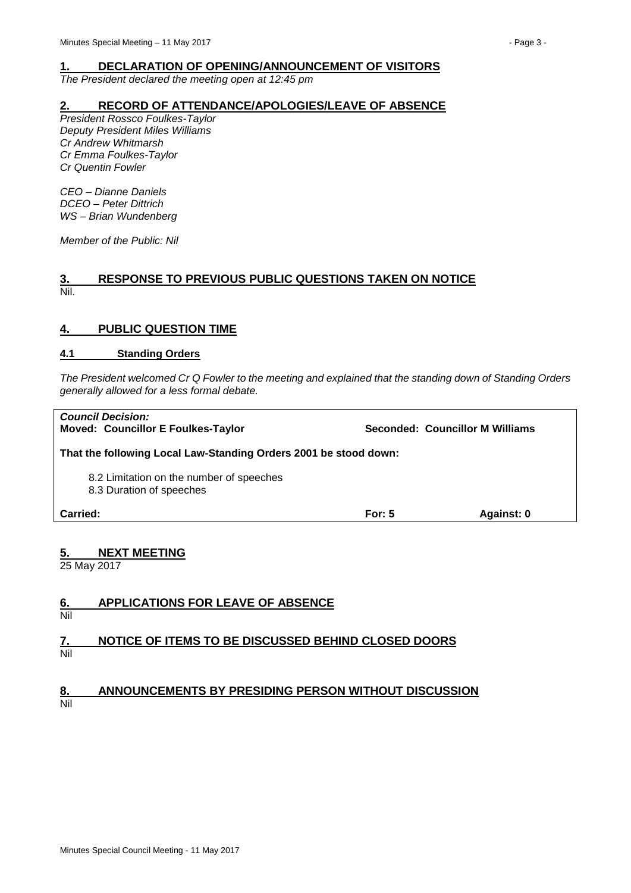## 1. DECLARATION OF OPENING/ANNOUNCEMENT OF VISITORS

*The President declared the meeting open at 12:45 pm*

## 2. RECORD OF ATTENDANCE/APOLOGIES/LEAVE OF ABSENCE

*President Rossco Foulkes-Taylor*
*Deputy President Miles Williams*
*Cr Andrew Whitmarsh*
*Cr Emma Foulkes-Taylor*
*Cr Quentin Fowler*

*CEO – Dianne Daniels*
*DCEO – Peter Dittrich*
*WS – Brian Wundenberg*

*Member of the Public: Nil*

## 3. RESPONSE TO PREVIOUS PUBLIC QUESTIONS TAKEN ON NOTICE

Nil.

## 4. PUBLIC QUESTION TIME

### 4.1 Standing Orders

*The President welcomed Cr Q Fowler to the meeting and explained that the standing down of Standing Orders generally allowed for a less formal debate.*

***Council Decision:***

**Moved: Councillor E Foulkes-Taylor** **Seconded: Councillor M Williams**

**That the following Local Law-Standing Orders 2001 be stood down:**

8.2 Limitation on the number of speeches
8.3 Duration of speeches

**Carried:** **For: 5** **Against: 0**

## 5. NEXT MEETING

25 May 2017

## 6. APPLICATIONS FOR LEAVE OF ABSENCE

Nil

## 7. NOTICE OF ITEMS TO BE DISCUSSED BEHIND CLOSED DOORS

Nil

## 8. ANNOUNCEMENTS BY PRESIDING PERSON WITHOUT DISCUSSION

Nil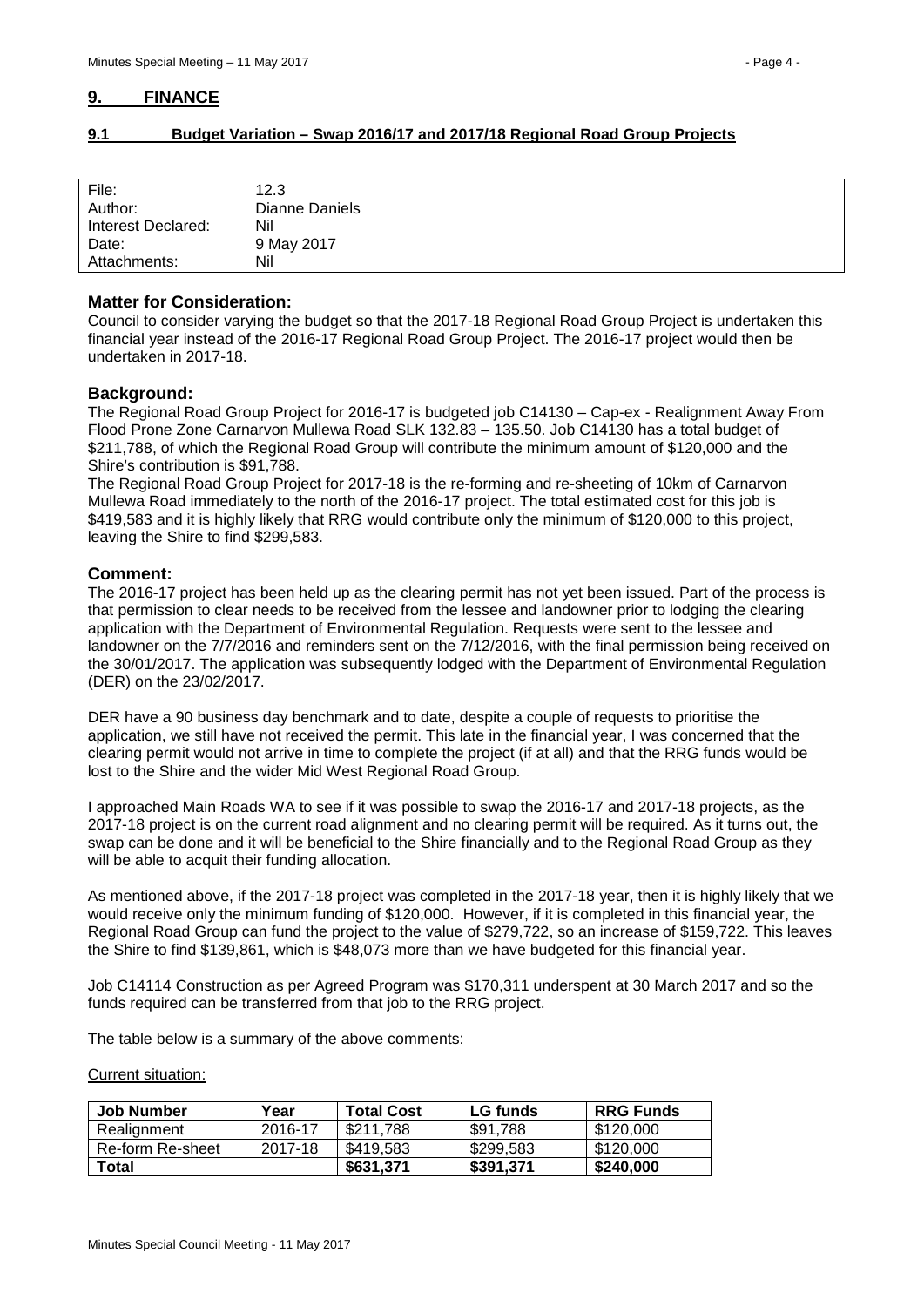## 9. FINANCE

### 9.1 Budget Variation – Swap 2016/17 and 2017/18 Regional Road Group Projects

| File: | 12.3 |
|---|---|
| Author: | Dianne Daniels |
| Interest Declared: | Nil |
| Date: | 9 May 2017 |
| Attachments: | Nil |

**Matter for Consideration:**

Council to consider varying the budget so that the 2017-18 Regional Road Group Project is undertaken this financial year instead of the 2016-17 Regional Road Group Project. The 2016-17 project would then be undertaken in 2017-18.

**Background:**

The Regional Road Group Project for 2016-17 is budgeted job C14130 – Cap-ex - Realignment Away From Flood Prone Zone Carnarvon Mullewa Road SLK 132.83 – 135.50. Job C14130 has a total budget of $211,788, of which the Regional Road Group will contribute the minimum amount of $120,000 and the Shire's contribution is $91,788.

The Regional Road Group Project for 2017-18 is the re-forming and re-sheeting of 10km of Carnarvon Mullewa Road immediately to the north of the 2016-17 project. The total estimated cost for this job is $419,583 and it is highly likely that RRG would contribute only the minimum of $120,000 to this project, leaving the Shire to find $299,583.

**Comment:**

The 2016-17 project has been held up as the clearing permit has not yet been issued. Part of the process is that permission to clear needs to be received from the lessee and landowner prior to lodging the clearing application with the Department of Environmental Regulation. Requests were sent to the lessee and landowner on the 7/7/2016 and reminders sent on the 7/12/2016, with the final permission being received on the 30/01/2017. The application was subsequently lodged with the Department of Environmental Regulation (DER) on the 23/02/2017.

DER have a 90 business day benchmark and to date, despite a couple of requests to prioritise the application, we still have not received the permit. This late in the financial year, I was concerned that the clearing permit would not arrive in time to complete the project (if at all) and that the RRG funds would be lost to the Shire and the wider Mid West Regional Road Group.

I approached Main Roads WA to see if it was possible to swap the 2016-17 and 2017-18 projects, as the 2017-18 project is on the current road alignment and no clearing permit will be required. As it turns out, the swap can be done and it will be beneficial to the Shire financially and to the Regional Road Group as they will be able to acquit their funding allocation.

As mentioned above, if the 2017-18 project was completed in the 2017-18 year, then it is highly likely that we would receive only the minimum funding of $120,000. However, if it is completed in this financial year, the Regional Road Group can fund the project to the value of $279,722, so an increase of $159,722. This leaves the Shire to find $139,861, which is $48,073 more than we have budgeted for this financial year.

Job C14114 Construction as per Agreed Program was $170,311 underspent at 30 March 2017 and so the funds required can be transferred from that job to the RRG project.

The table below is a summary of the above comments:

Current situation:

| Job Number | Year | Total Cost | LG funds | RRG Funds |
|---|---|---|---|---|
| Realignment | 2016-17 | $211,788 | $91,788 | $120,000 |
| Re-form Re-sheet | 2017-18 | $419,583 | $299,583 | $120,000 |
| **Total** | | **$631,371** | **$391,371** | **$240,000** |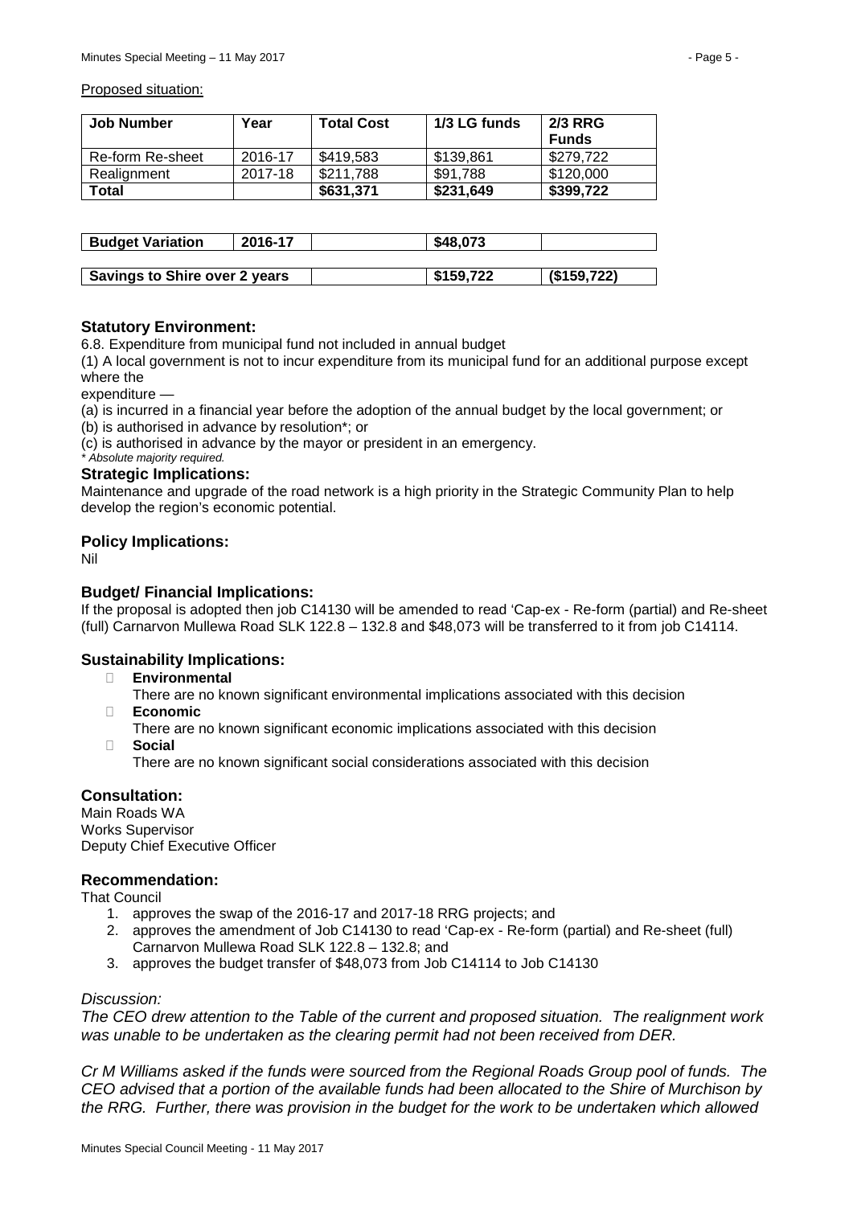Proposed situation:

| Job Number | Year | Total Cost | 1/3 LG funds | 2/3 RRG Funds |
|---|---|---|---|---|
| Re-form Re-sheet | 2016-17 | $419,583 | $139,861 | $279,722 |
| Realignment | 2017-18 | $211,788 | $91,788 | $120,000 |
| **Total** | | **$631,371** | **$231,649** | **$399,722** |

| Budget Variation | 2016-17 | | $48,073 | |
|---|---|---|---|---|
| **Savings to Shire over 2 years** | | | **$159,722** | **($159,722)** |

## Statutory Environment:

6.8. Expenditure from municipal fund not included in annual budget

(1) A local government is not to incur expenditure from its municipal fund for an additional purpose except where the

expenditure —

(a) is incurred in a financial year before the adoption of the annual budget by the local government; or

(b) is authorised in advance by resolution*; or

(c) is authorised in advance by the mayor or president in an emergency.

*\* Absolute majority required.*

## Strategic Implications:

Maintenance and upgrade of the road network is a high priority in the Strategic Community Plan to help develop the region's economic potential.

## Policy Implications:

Nil

## Budget/ Financial Implications:

If the proposal is adopted then job C14130 will be amended to read 'Cap-ex - Re-form (partial) and Re-sheet (full) Carnarvon Mullewa Road SLK 122.8 – 132.8 and $48,073 will be transferred to it from job C14114.

## Sustainability Implications:

- **Environmental**
  There are no known significant environmental implications associated with this decision
- **Economic**
  There are no known significant economic implications associated with this decision
- **Social**
  There are no known significant social considerations associated with this decision

## Consultation:

Main Roads WA
Works Supervisor
Deputy Chief Executive Officer

## Recommendation:

That Council

1. approves the swap of the 2016-17 and 2017-18 RRG projects; and
2. approves the amendment of Job C14130 to read 'Cap-ex - Re-form (partial) and Re-sheet (full) Carnarvon Mullewa Road SLK 122.8 – 132.8; and
3. approves the budget transfer of $48,073 from Job C14114 to Job C14130

*Discussion:*

*The CEO drew attention to the Table of the current and proposed situation. The realignment work was unable to be undertaken as the clearing permit had not been received from DER.*

*Cr M Williams asked if the funds were sourced from the Regional Roads Group pool of funds. The CEO advised that a portion of the available funds had been allocated to the Shire of Murchison by the RRG. Further, there was provision in the budget for the work to be undertaken which allowed*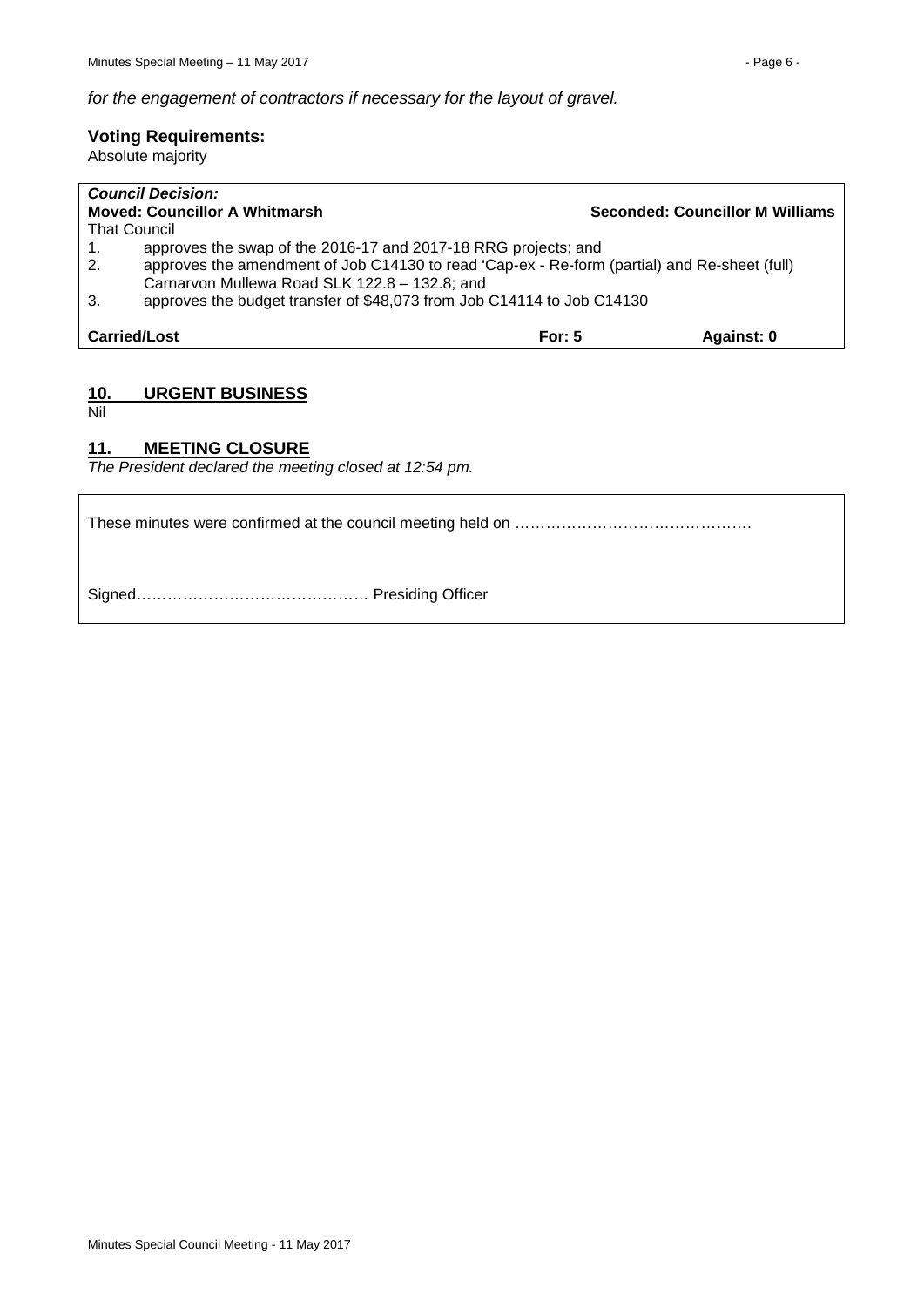*for the engagement of contractors if necessary for the layout of gravel.*

**Voting Requirements:**
Absolute majority

***Council Decision:***
**Moved: Councillor A Whitmarsh** **Seconded: Councillor M Williams**

That Council

1. approves the swap of the 2016-17 and 2017-18 RRG projects; and
2. approves the amendment of Job C14130 to read 'Cap-ex - Re-form (partial) and Re-sheet (full) Carnarvon Mullewa Road SLK 122.8 – 132.8; and
3. approves the budget transfer of $48,073 from Job C14114 to Job C14130

**Carried/Lost** **For: 5** **Against: 0**

## 10. URGENT BUSINESS

Nil

## 11. MEETING CLOSURE

*The President declared the meeting closed at 12:54 pm.*

These minutes were confirmed at the council meeting held on ……………………………………….

Signed………………………………………. Presiding Officer